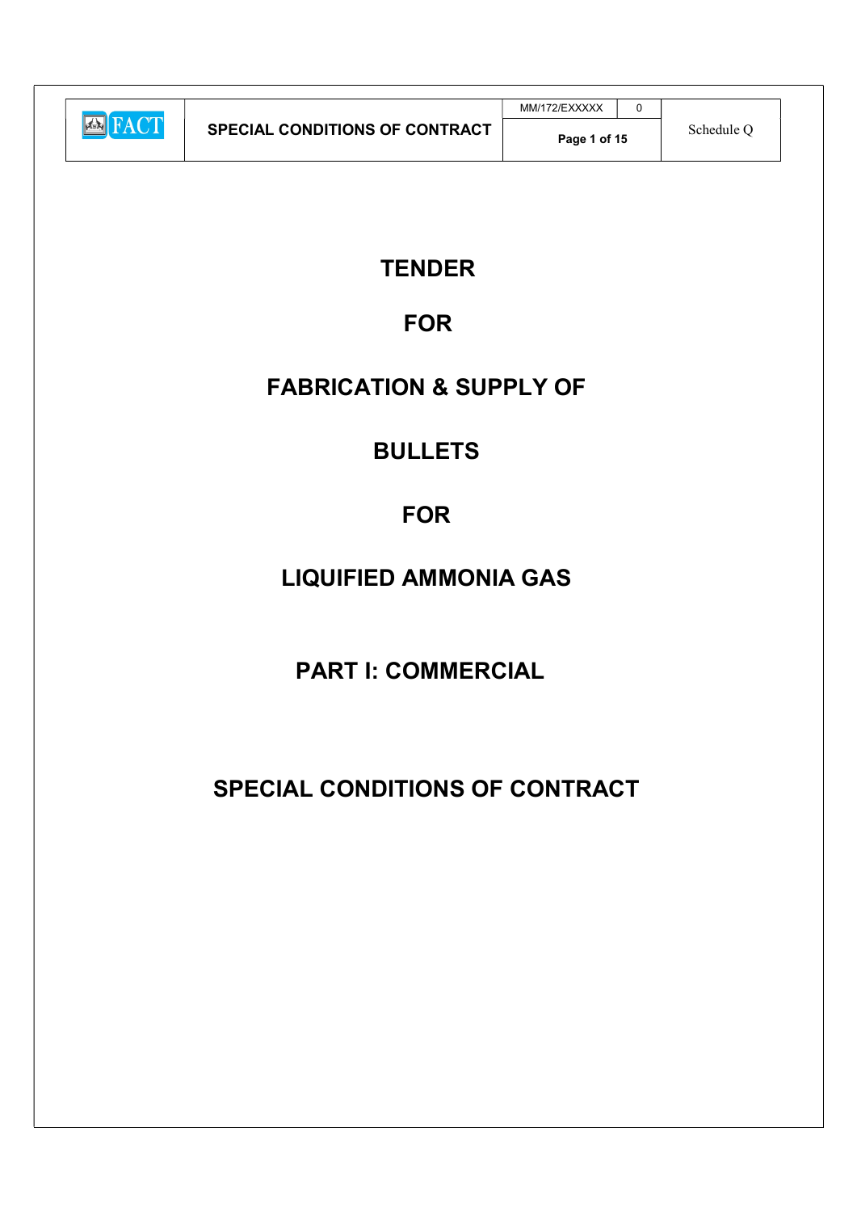# TENDER

# FOR

# FABRICATION & SUPPLY OF

# BULLETS

# FOR

# LIQUIFIED AMMONIA GAS

## PART I: COMMERCIAL

## SPECIAL CONDITIONS OF CONTRACT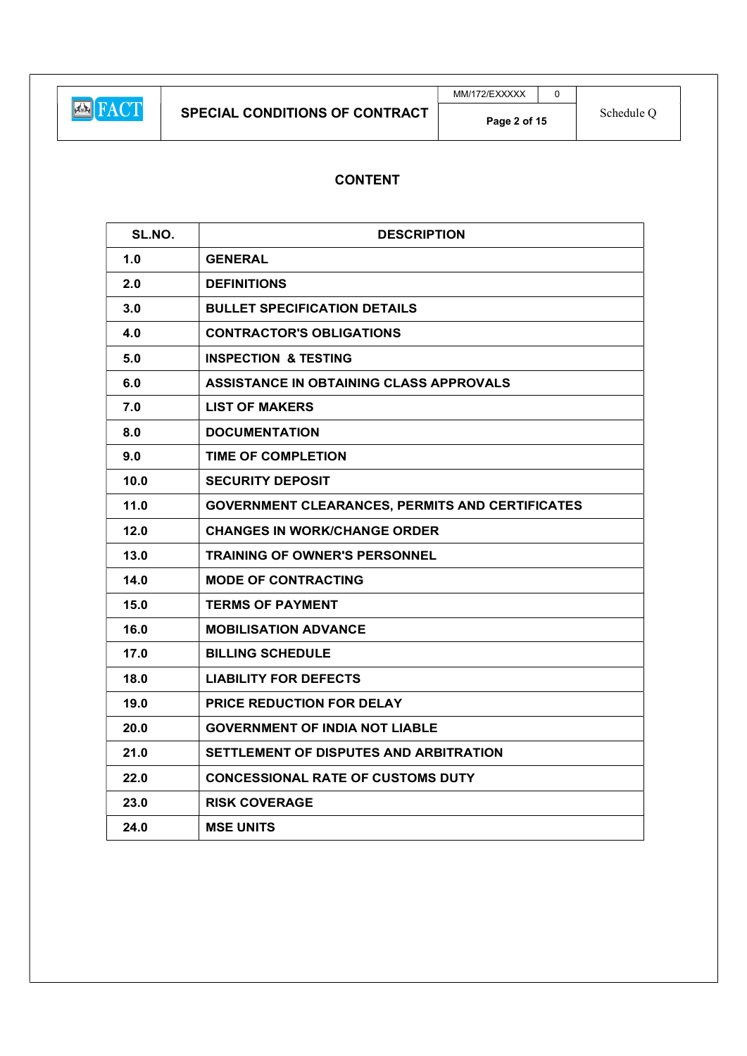## CONTENT

| SL.NO. | DESCRIPTION |
|---|---|
| 1.0 | GENERAL |
| 2.0 | DEFINITIONS |
| 3.0 | BULLET SPECIFICATION DETAILS |
| 4.0 | CONTRACTOR'S OBLIGATIONS |
| 5.0 | INSPECTION & TESTING |
| 6.0 | ASSISTANCE IN OBTAINING CLASS APPROVALS |
| 7.0 | LIST OF MAKERS |
| 8.0 | DOCUMENTATION |
| 9.0 | TIME OF COMPLETION |
| 10.0 | SECURITY DEPOSIT |
| 11.0 | GOVERNMENT CLEARANCES, PERMITS AND CERTIFICATES |
| 12.0 | CHANGES IN WORK/CHANGE ORDER |
| 13.0 | TRAINING OF OWNER'S PERSONNEL |
| 14.0 | MODE OF CONTRACTING |
| 15.0 | TERMS OF PAYMENT |
| 16.0 | MOBILISATION ADVANCE |
| 17.0 | BILLING SCHEDULE |
| 18.0 | LIABILITY FOR DEFECTS |
| 19.0 | PRICE REDUCTION FOR DELAY |
| 20.0 | GOVERNMENT OF INDIA NOT LIABLE |
| 21.0 | SETTLEMENT OF DISPUTES AND ARBITRATION |
| 22.0 | CONCESSIONAL RATE OF CUSTOMS DUTY |
| 23.0 | RISK COVERAGE |
| 24.0 | MSE UNITS |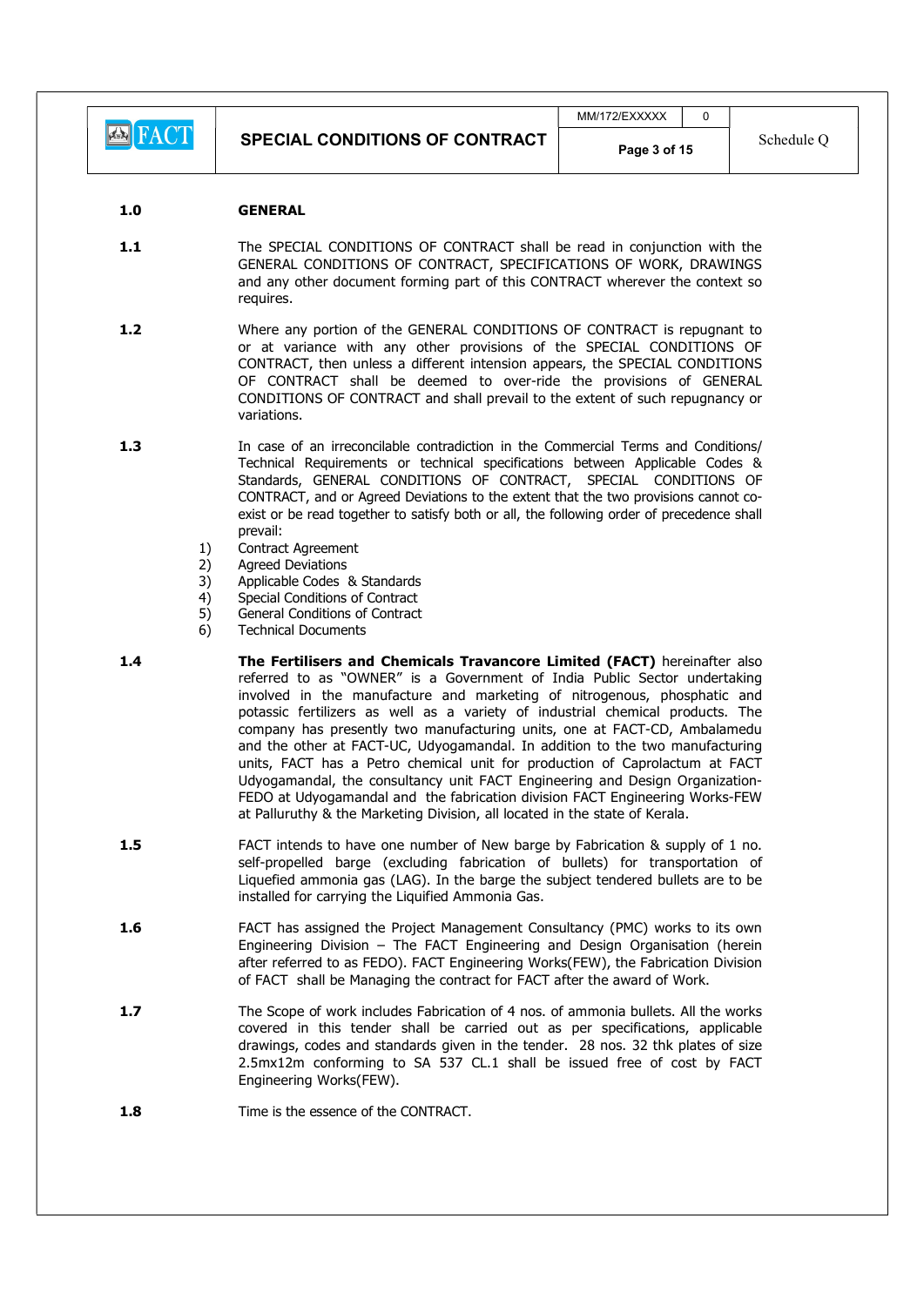**1.0 GENERAL**

**1.1** The SPECIAL CONDITIONS OF CONTRACT shall be read in conjunction with the GENERAL CONDITIONS OF CONTRACT, SPECIFICATIONS OF WORK, DRAWINGS and any other document forming part of this CONTRACT wherever the context so requires.

**1.2** Where any portion of the GENERAL CONDITIONS OF CONTRACT is repugnant to or at variance with any other provisions of the SPECIAL CONDITIONS OF CONTRACT, then unless a different intension appears, the SPECIAL CONDITIONS OF CONTRACT shall be deemed to over-ride the provisions of GENERAL CONDITIONS OF CONTRACT and shall prevail to the extent of such repugnancy or variations.

**1.3** In case of an irreconcilable contradiction in the Commercial Terms and Conditions/ Technical Requirements or technical specifications between Applicable Codes & Standards, GENERAL CONDITIONS OF CONTRACT, SPECIAL CONDITIONS OF CONTRACT, and or Agreed Deviations to the extent that the two provisions cannot co-exist or be read together to satisfy both or all, the following order of precedence shall prevail:

1) Contract Agreement
2) Agreed Deviations
3) Applicable Codes & Standards
4) Special Conditions of Contract
5) General Conditions of Contract
6) Technical Documents

**1.4** **The Fertilisers and Chemicals Travancore Limited (FACT)** hereinafter also referred to as "OWNER" is a Government of India Public Sector undertaking involved in the manufacture and marketing of nitrogenous, phosphatic and potassic fertilizers as well as a variety of industrial chemical products. The company has presently two manufacturing units, one at FACT-CD, Ambalamedu and the other at FACT-UC, Udyogamandal. In addition to the two manufacturing units, FACT has a Petro chemical unit for production of Caprolactum at FACT Udyogamandal, the consultancy unit FACT Engineering and Design Organization-FEDO at Udyogamandal and the fabrication division FACT Engineering Works-FEW at Palluruthy & the Marketing Division, all located in the state of Kerala.

**1.5** FACT intends to have one number of New barge by Fabrication & supply of 1 no. self-propelled barge (excluding fabrication of bullets) for transportation of Liquefied ammonia gas (LAG). In the barge the subject tendered bullets are to be installed for carrying the Liquified Ammonia Gas.

**1.6** FACT has assigned the Project Management Consultancy (PMC) works to its own Engineering Division – The FACT Engineering and Design Organisation (herein after referred to as FEDO). FACT Engineering Works(FEW), the Fabrication Division of FACT shall be Managing the contract for FACT after the award of Work.

**1.7** The Scope of work includes Fabrication of 4 nos. of ammonia bullets. All the works covered in this tender shall be carried out as per specifications, applicable drawings, codes and standards given in the tender. 28 nos. 32 thk plates of size 2.5mx12m conforming to SA 537 CL.1 shall be issued free of cost by FACT Engineering Works(FEW).

**1.8** Time is the essence of the CONTRACT.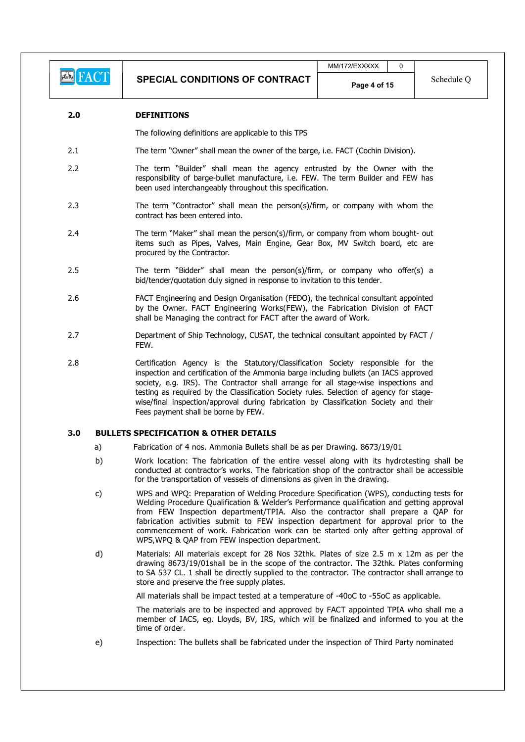## 2.0 DEFINITIONS

The following definitions are applicable to this TPS

2.1 The term "Owner" shall mean the owner of the barge, i.e. FACT (Cochin Division).

2.2 The term "Builder" shall mean the agency entrusted by the Owner with the responsibility of barge-bullet manufacture, i.e. FEW. The term Builder and FEW has been used interchangeably throughout this specification.

2.3 The term "Contractor" shall mean the person(s)/firm, or company with whom the contract has been entered into.

2.4 The term "Maker" shall mean the person(s)/firm, or company from whom bought- out items such as Pipes, Valves, Main Engine, Gear Box, MV Switch board, etc are procured by the Contractor.

2.5 The term "Bidder" shall mean the person(s)/firm, or company who offer(s) a bid/tender/quotation duly signed in response to invitation to this tender.

2.6 FACT Engineering and Design Organisation (FEDO), the technical consultant appointed by the Owner. FACT Engineering Works(FEW), the Fabrication Division of FACT shall be Managing the contract for FACT after the award of Work.

2.7 Department of Ship Technology, CUSAT, the technical consultant appointed by FACT / FEW.

2.8 Certification Agency is the Statutory/Classification Society responsible for the inspection and certification of the Ammonia barge including bullets (an IACS approved society, e.g. IRS). The Contractor shall arrange for all stage-wise inspections and testing as required by the Classification Society rules. Selection of agency for stage-wise/final inspection/approval during fabrication by Classification Society and their Fees payment shall be borne by FEW.

## 3.0 BULLETS SPECIFICATION & OTHER DETAILS

a) Fabrication of 4 nos. Ammonia Bullets shall be as per Drawing. 8673/19/01

b) Work location: The fabrication of the entire vessel along with its hydrotesting shall be conducted at contractor's works. The fabrication shop of the contractor shall be accessible for the transportation of vessels of dimensions as given in the drawing.

c) WPS and WPQ: Preparation of Welding Procedure Specification (WPS), conducting tests for Welding Procedure Qualification & Welder's Performance qualification and getting approval from FEW Inspection department/TPIA. Also the contractor shall prepare a QAP for fabrication activities submit to FEW inspection department for approval prior to the commencement of work. Fabrication work can be started only after getting approval of WPS,WPQ & QAP from FEW inspection department.

d) Materials: All materials except for 28 Nos 32thk. Plates of size 2.5 m x 12m as per the drawing 8673/19/01shall be in the scope of the contractor. The 32thk. Plates conforming to SA 537 CL. 1 shall be directly supplied to the contractor. The contractor shall arrange to store and preserve the free supply plates.

All materials shall be impact tested at a temperature of -40oC to -55oC as applicable.

The materials are to be inspected and approved by FACT appointed TPIA who shall me a member of IACS, eg. Lloyds, BV, IRS, which will be finalized and informed to you at the time of order.

e) Inspection: The bullets shall be fabricated under the inspection of Third Party nominated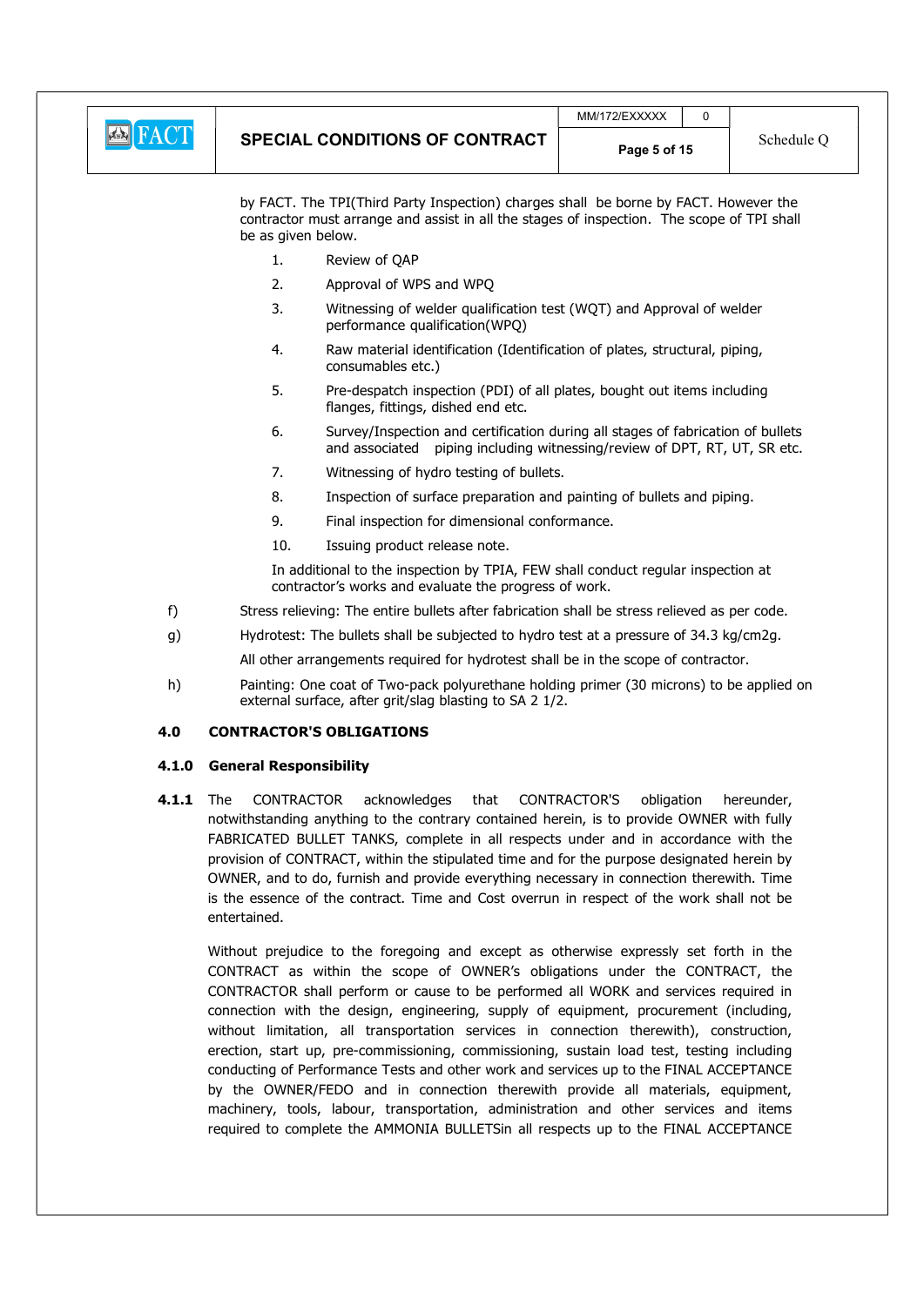by FACT. The TPI(Third Party Inspection) charges shall be borne by FACT. However the contractor must arrange and assist in all the stages of inspection. The scope of TPI shall be as given below.

1. Review of QAP
2. Approval of WPS and WPQ
3. Witnessing of welder qualification test (WQT) and Approval of welder performance qualification(WPQ)
4. Raw material identification (Identification of plates, structural, piping, consumables etc.)
5. Pre-despatch inspection (PDI) of all plates, bought out items including flanges, fittings, dished end etc.
6. Survey/Inspection and certification during all stages of fabrication of bullets and associated piping including witnessing/review of DPT, RT, UT, SR etc.
7. Witnessing of hydro testing of bullets.
8. Inspection of surface preparation and painting of bullets and piping.
9. Final inspection for dimensional conformance.
10. Issuing product release note.

In additional to the inspection by TPIA, FEW shall conduct regular inspection at contractor's works and evaluate the progress of work.

f) Stress relieving: The entire bullets after fabrication shall be stress relieved as per code.

g) Hydrotest: The bullets shall be subjected to hydro test at a pressure of 34.3 kg/cm2g.

All other arrangements required for hydrotest shall be in the scope of contractor.

h) Painting: One coat of Two-pack polyurethane holding primer (30 microns) to be applied on external surface, after grit/slag blasting to SA 2 1/2.

## 4.0 CONTRACTOR'S OBLIGATIONS

### 4.1.0 General Responsibility

**4.1.1** The CONTRACTOR acknowledges that CONTRACTOR'S obligation hereunder, notwithstanding anything to the contrary contained herein, is to provide OWNER with fully FABRICATED BULLET TANKS, complete in all respects under and in accordance with the provision of CONTRACT, within the stipulated time and for the purpose designated herein by OWNER, and to do, furnish and provide everything necessary in connection therewith. Time is the essence of the contract. Time and Cost overrun in respect of the work shall not be entertained.

Without prejudice to the foregoing and except as otherwise expressly set forth in the CONTRACT as within the scope of OWNER's obligations under the CONTRACT, the CONTRACTOR shall perform or cause to be performed all WORK and services required in connection with the design, engineering, supply of equipment, procurement (including, without limitation, all transportation services in connection therewith), construction, erection, start up, pre-commissioning, commissioning, sustain load test, testing including conducting of Performance Tests and other work and services up to the FINAL ACCEPTANCE by the OWNER/FEDO and in connection therewith provide all materials, equipment, machinery, tools, labour, transportation, administration and other services and items required to complete the AMMONIA BULLETSin all respects up to the FINAL ACCEPTANCE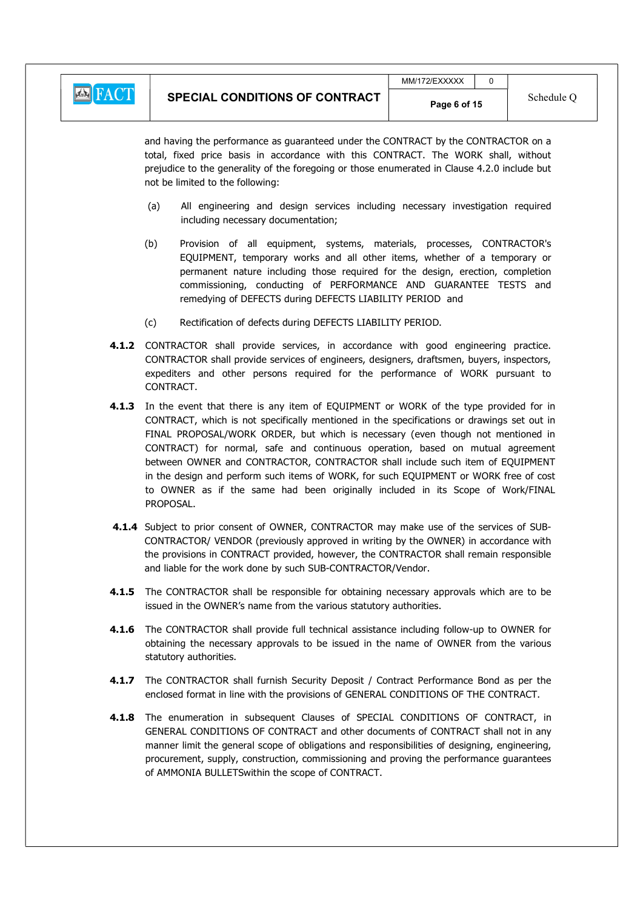and having the performance as guaranteed under the CONTRACT by the CONTRACTOR on a total, fixed price basis in accordance with this CONTRACT. The WORK shall, without prejudice to the generality of the foregoing or those enumerated in Clause 4.2.0 include but not be limited to the following:

(a) All engineering and design services including necessary investigation required including necessary documentation;

(b) Provision of all equipment, systems, materials, processes, CONTRACTOR's EQUIPMENT, temporary works and all other items, whether of a temporary or permanent nature including those required for the design, erection, completion commissioning, conducting of PERFORMANCE AND GUARANTEE TESTS and remedying of DEFECTS during DEFECTS LIABILITY PERIOD and

(c) Rectification of defects during DEFECTS LIABILITY PERIOD.

**4.1.2** CONTRACTOR shall provide services, in accordance with good engineering practice. CONTRACTOR shall provide services of engineers, designers, draftsmen, buyers, inspectors, expediters and other persons required for the performance of WORK pursuant to CONTRACT.

**4.1.3** In the event that there is any item of EQUIPMENT or WORK of the type provided for in CONTRACT, which is not specifically mentioned in the specifications or drawings set out in FINAL PROPOSAL/WORK ORDER, but which is necessary (even though not mentioned in CONTRACT) for normal, safe and continuous operation, based on mutual agreement between OWNER and CONTRACTOR, CONTRACTOR shall include such item of EQUIPMENT in the design and perform such items of WORK, for such EQUIPMENT or WORK free of cost to OWNER as if the same had been originally included in its Scope of Work/FINAL PROPOSAL.

**4.1.4** Subject to prior consent of OWNER, CONTRACTOR may make use of the services of SUB-CONTRACTOR/ VENDOR (previously approved in writing by the OWNER) in accordance with the provisions in CONTRACT provided, however, the CONTRACTOR shall remain responsible and liable for the work done by such SUB-CONTRACTOR/Vendor.

**4.1.5** The CONTRACTOR shall be responsible for obtaining necessary approvals which are to be issued in the OWNER's name from the various statutory authorities.

**4.1.6** The CONTRACTOR shall provide full technical assistance including follow-up to OWNER for obtaining the necessary approvals to be issued in the name of OWNER from the various statutory authorities.

**4.1.7** The CONTRACTOR shall furnish Security Deposit / Contract Performance Bond as per the enclosed format in line with the provisions of GENERAL CONDITIONS OF THE CONTRACT.

**4.1.8** The enumeration in subsequent Clauses of SPECIAL CONDITIONS OF CONTRACT, in GENERAL CONDITIONS OF CONTRACT and other documents of CONTRACT shall not in any manner limit the general scope of obligations and responsibilities of designing, engineering, procurement, supply, construction, commissioning and proving the performance guarantees of AMMONIA BULLETSwithin the scope of CONTRACT.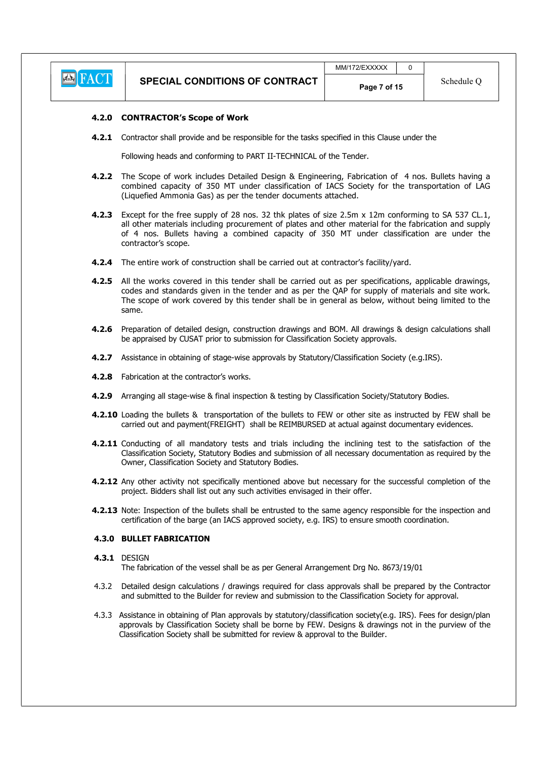### 4.2.0 CONTRACTOR's Scope of Work

**4.2.1** Contractor shall provide and be responsible for the tasks specified in this Clause under the

Following heads and conforming to PART II-TECHNICAL of the Tender.

**4.2.2** The Scope of work includes Detailed Design & Engineering, Fabrication of 4 nos. Bullets having a combined capacity of 350 MT under classification of IACS Society for the transportation of LAG (Liquefied Ammonia Gas) as per the tender documents attached.

**4.2.3** Except for the free supply of 28 nos. 32 thk plates of size 2.5m x 12m conforming to SA 537 CL.1, all other materials including procurement of plates and other material for the fabrication and supply of 4 nos. Bullets having a combined capacity of 350 MT under classification are under the contractor's scope.

**4.2.4** The entire work of construction shall be carried out at contractor's facility/yard.

**4.2.5** All the works covered in this tender shall be carried out as per specifications, applicable drawings, codes and standards given in the tender and as per the QAP for supply of materials and site work. The scope of work covered by this tender shall be in general as below, without being limited to the same.

**4.2.6** Preparation of detailed design, construction drawings and BOM. All drawings & design calculations shall be appraised by CUSAT prior to submission for Classification Society approvals.

**4.2.7** Assistance in obtaining of stage-wise approvals by Statutory/Classification Society (e.g.IRS).

**4.2.8** Fabrication at the contractor's works.

**4.2.9** Arranging all stage-wise & final inspection & testing by Classification Society/Statutory Bodies.

**4.2.10** Loading the bullets & transportation of the bullets to FEW or other site as instructed by FEW shall be carried out and payment(FREIGHT) shall be REIMBURSED at actual against documentary evidences.

**4.2.11** Conducting of all mandatory tests and trials including the inclining test to the satisfaction of the Classification Society, Statutory Bodies and submission of all necessary documentation as required by the Owner, Classification Society and Statutory Bodies.

**4.2.12** Any other activity not specifically mentioned above but necessary for the successful completion of the project. Bidders shall list out any such activities envisaged in their offer.

**4.2.13** Note: Inspection of the bullets shall be entrusted to the same agency responsible for the inspection and certification of the barge (an IACS approved society, e.g. IRS) to ensure smooth coordination.

### 4.3.0 BULLET FABRICATION

**4.3.1** DESIGN
The fabrication of the vessel shall be as per General Arrangement Drg No. 8673/19/01

4.3.2 Detailed design calculations / drawings required for class approvals shall be prepared by the Contractor and submitted to the Builder for review and submission to the Classification Society for approval.

4.3.3 Assistance in obtaining of Plan approvals by statutory/classification society(e.g. IRS). Fees for design/plan approvals by Classification Society shall be borne by FEW. Designs & drawings not in the purview of the Classification Society shall be submitted for review & approval to the Builder.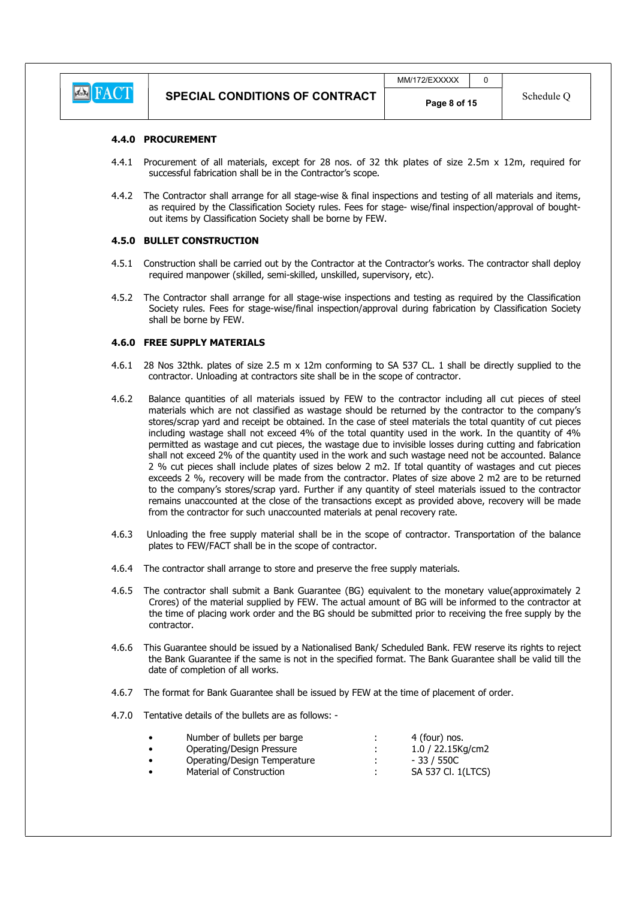#### 4.4.0 PROCUREMENT

4.4.1 Procurement of all materials, except for 28 nos. of 32 thk plates of size 2.5m x 12m, required for successful fabrication shall be in the Contractor's scope.

4.4.2 The Contractor shall arrange for all stage-wise & final inspections and testing of all materials and items, as required by the Classification Society rules. Fees for stage- wise/final inspection/approval of bought-out items by Classification Society shall be borne by FEW.

#### 4.5.0 BULLET CONSTRUCTION

4.5.1 Construction shall be carried out by the Contractor at the Contractor's works. The contractor shall deploy required manpower (skilled, semi-skilled, unskilled, supervisory, etc).

4.5.2 The Contractor shall arrange for all stage-wise inspections and testing as required by the Classification Society rules. Fees for stage-wise/final inspection/approval during fabrication by Classification Society shall be borne by FEW.

#### 4.6.0 FREE SUPPLY MATERIALS

4.6.1 28 Nos 32thk. plates of size 2.5 m x 12m conforming to SA 537 CL. 1 shall be directly supplied to the contractor. Unloading at contractors site shall be in the scope of contractor.

4.6.2 Balance quantities of all materials issued by FEW to the contractor including all cut pieces of steel materials which are not classified as wastage should be returned by the contractor to the company's stores/scrap yard and receipt be obtained. In the case of steel materials the total quantity of cut pieces including wastage shall not exceed 4% of the total quantity used in the work. In the quantity of 4% permitted as wastage and cut pieces, the wastage due to invisible losses during cutting and fabrication shall not exceed 2% of the quantity used in the work and such wastage need not be accounted. Balance 2 % cut pieces shall include plates of sizes below 2 m2. If total quantity of wastages and cut pieces exceeds 2 %, recovery will be made from the contractor. Plates of size above 2 m2 are to be returned to the company's stores/scrap yard. Further if any quantity of steel materials issued to the contractor remains unaccounted at the close of the transactions except as provided above, recovery will be made from the contractor for such unaccounted materials at penal recovery rate.

4.6.3 Unloading the free supply material shall be in the scope of contractor. Transportation of the balance plates to FEW/FACT shall be in the scope of contractor.

4.6.4 The contractor shall arrange to store and preserve the free supply materials.

4.6.5 The contractor shall submit a Bank Guarantee (BG) equivalent to the monetary value(approximately 2 Crores) of the material supplied by FEW. The actual amount of BG will be informed to the contractor at the time of placing work order and the BG should be submitted prior to receiving the free supply by the contractor.

4.6.6 This Guarantee should be issued by a Nationalised Bank/ Scheduled Bank. FEW reserve its rights to reject the Bank Guarantee if the same is not in the specified format. The Bank Guarantee shall be valid till the date of completion of all works.

4.6.7 The format for Bank Guarantee shall be issued by FEW at the time of placement of order.

4.7.0 Tentative details of the bullets are as follows: -

- Number of bullets per barge : 4 (four) nos.
- Operating/Design Pressure : 1.0 / 22.15Kg/cm2
- Operating/Design Temperature : - 33 / 550C
- Material of Construction : SA 537 Cl. 1(LTCS)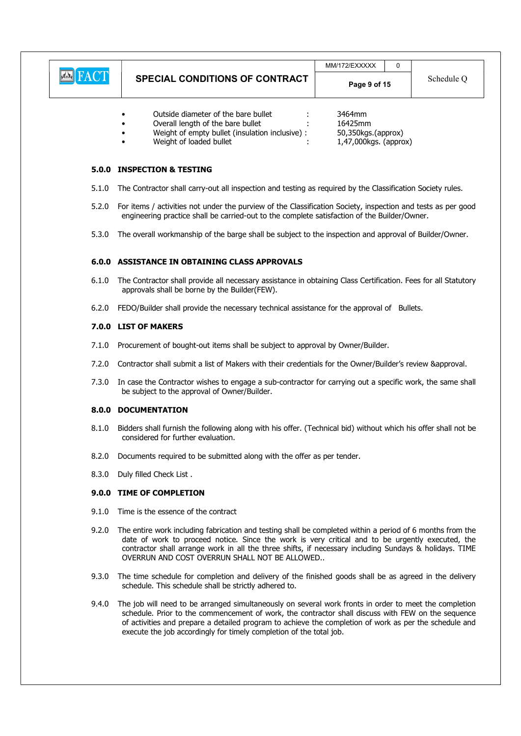- Outside diameter of the bare bullet : 3464mm
- Overall length of the bare bullet : 16425mm
- Weight of empty bullet (insulation inclusive) : 50,350kgs.(approx)
- Weight of loaded bullet : 1,47,000kgs. (approx)

## 5.0.0 INSPECTION & TESTING

5.1.0 The Contractor shall carry-out all inspection and testing as required by the Classification Society rules.

5.2.0 For items / activities not under the purview of the Classification Society, inspection and tests as per good engineering practice shall be carried-out to the complete satisfaction of the Builder/Owner.

5.3.0 The overall workmanship of the barge shall be subject to the inspection and approval of Builder/Owner.

## 6.0.0 ASSISTANCE IN OBTAINING CLASS APPROVALS

6.1.0 The Contractor shall provide all necessary assistance in obtaining Class Certification. Fees for all Statutory approvals shall be borne by the Builder(FEW).

6.2.0 FEDO/Builder shall provide the necessary technical assistance for the approval of Bullets.

## 7.0.0 LIST OF MAKERS

7.1.0 Procurement of bought-out items shall be subject to approval by Owner/Builder.

7.2.0 Contractor shall submit a list of Makers with their credentials for the Owner/Builder's review &approval.

7.3.0 In case the Contractor wishes to engage a sub-contractor for carrying out a specific work, the same shall be subject to the approval of Owner/Builder.

## 8.0.0 DOCUMENTATION

8.1.0 Bidders shall furnish the following along with his offer. (Technical bid) without which his offer shall not be considered for further evaluation.

8.2.0 Documents required to be submitted along with the offer as per tender.

8.3.0 Duly filled Check List .

## 9.0.0 TIME OF COMPLETION

9.1.0 Time is the essence of the contract

9.2.0 The entire work including fabrication and testing shall be completed within a period of 6 months from the date of work to proceed notice. Since the work is very critical and to be urgently executed, the contractor shall arrange work in all the three shifts, if necessary including Sundays & holidays. TIME OVERRUN AND COST OVERRUN SHALL NOT BE ALLOWED..

9.3.0 The time schedule for completion and delivery of the finished goods shall be as agreed in the delivery schedule. This schedule shall be strictly adhered to.

9.4.0 The job will need to be arranged simultaneously on several work fronts in order to meet the completion schedule. Prior to the commencement of work, the contractor shall discuss with FEW on the sequence of activities and prepare a detailed program to achieve the completion of work as per the schedule and execute the job accordingly for timely completion of the total job.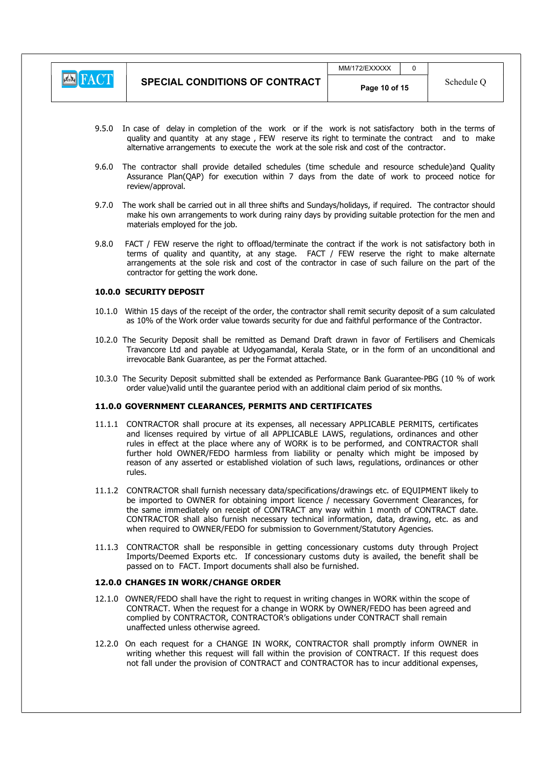9.5.0 In case of delay in completion of the work or if the work is not satisfactory both in the terms of quality and quantity at any stage , FEW reserve its right to terminate the contract and to make alternative arrangements to execute the work at the sole risk and cost of the contractor.

9.6.0 The contractor shall provide detailed schedules (time schedule and resource schedule)and Quality Assurance Plan(QAP) for execution within 7 days from the date of work to proceed notice for review/approval.

9.7.0 The work shall be carried out in all three shifts and Sundays/holidays, if required. The contractor should make his own arrangements to work during rainy days by providing suitable protection for the men and materials employed for the job.

9.8.0 FACT / FEW reserve the right to offload/terminate the contract if the work is not satisfactory both in terms of quality and quantity, at any stage. FACT / FEW reserve the right to make alternate arrangements at the sole risk and cost of the contractor in case of such failure on the part of the contractor for getting the work done.

**10.0.0 SECURITY DEPOSIT**

10.1.0 Within 15 days of the receipt of the order, the contractor shall remit security deposit of a sum calculated as 10% of the Work order value towards security for due and faithful performance of the Contractor.

10.2.0 The Security Deposit shall be remitted as Demand Draft drawn in favor of Fertilisers and Chemicals Travancore Ltd and payable at Udyogamandal, Kerala State, or in the form of an unconditional and irrevocable Bank Guarantee, as per the Format attached.

10.3.0 The Security Deposit submitted shall be extended as Performance Bank Guarantee-PBG (10 % of work order value)valid until the guarantee period with an additional claim period of six months.

**11.0.0 GOVERNMENT CLEARANCES, PERMITS AND CERTIFICATES**

11.1.1 CONTRACTOR shall procure at its expenses, all necessary APPLICABLE PERMITS, certificates and licenses required by virtue of all APPLICABLE LAWS, regulations, ordinances and other rules in effect at the place where any of WORK is to be performed, and CONTRACTOR shall further hold OWNER/FEDO harmless from liability or penalty which might be imposed by reason of any asserted or established violation of such laws, regulations, ordinances or other rules.

11.1.2 CONTRACTOR shall furnish necessary data/specifications/drawings etc. of EQUIPMENT likely to be imported to OWNER for obtaining import licence / necessary Government Clearances, for the same immediately on receipt of CONTRACT any way within 1 month of CONTRACT date. CONTRACTOR shall also furnish necessary technical information, data, drawing, etc. as and when required to OWNER/FEDO for submission to Government/Statutory Agencies.

11.1.3 CONTRACTOR shall be responsible in getting concessionary customs duty through Project Imports/Deemed Exports etc. If concessionary customs duty is availed, the benefit shall be passed on to FACT. Import documents shall also be furnished.

**12.0.0 CHANGES IN WORK/CHANGE ORDER**

12.1.0 OWNER/FEDO shall have the right to request in writing changes in WORK within the scope of CONTRACT. When the request for a change in WORK by OWNER/FEDO has been agreed and complied by CONTRACTOR, CONTRACTOR's obligations under CONTRACT shall remain unaffected unless otherwise agreed.

12.2.0 On each request for a CHANGE IN WORK, CONTRACTOR shall promptly inform OWNER in writing whether this request will fall within the provision of CONTRACT. If this request does not fall under the provision of CONTRACT and CONTRACTOR has to incur additional expenses,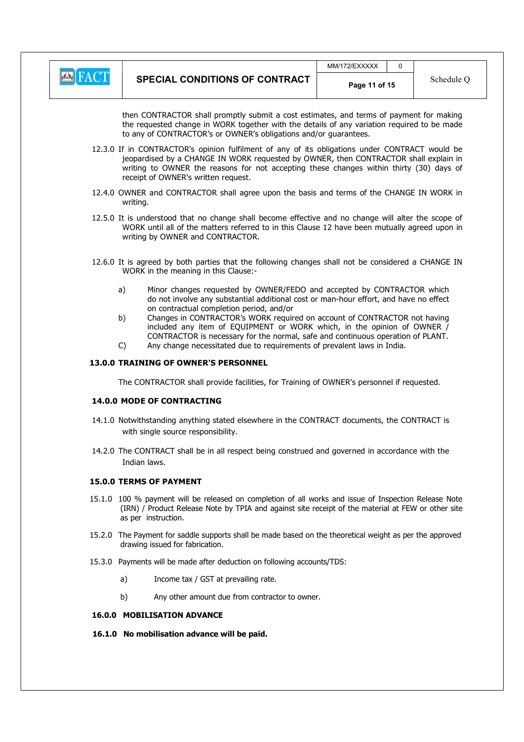then CONTRACTOR shall promptly submit a cost estimates, and terms of payment for making the requested change in WORK together with the details of any variation required to be made to any of CONTRACTOR's or OWNER's obligations and/or guarantees.

12.3.0 If in CONTRACTOR's opinion fulfilment of any of its obligations under CONTRACT would be jeopardised by a CHANGE IN WORK requested by OWNER, then CONTRACTOR shall explain in writing to OWNER the reasons for not accepting these changes within thirty (30) days of receipt of OWNER's written request.

12.4.0 OWNER and CONTRACTOR shall agree upon the basis and terms of the CHANGE IN WORK in writing.

12.5.0 It is understood that no change shall become effective and no change will alter the scope of WORK until all of the matters referred to in this Clause 12 have been mutually agreed upon in writing by OWNER and CONTRACTOR.

12.6.0 It is agreed by both parties that the following changes shall not be considered a CHANGE IN WORK in the meaning in this Clause:-

a) Minor changes requested by OWNER/FEDO and accepted by CONTRACTOR which do not involve any substantial additional cost or man-hour effort, and have no effect on contractual completion period, and/or

b) Changes in CONTRACTOR's WORK required on account of CONTRACTOR not having included any item of EQUIPMENT or WORK which, in the opinion of OWNER / CONTRACTOR is necessary for the normal, safe and continuous operation of PLANT.

C) Any change necessitated due to requirements of prevalent laws in India.

## 13.0.0 TRAINING OF OWNER'S PERSONNEL

The CONTRACTOR shall provide facilities, for Training of OWNER's personnel if requested.

## 14.0.0 MODE OF CONTRACTING

14.1.0 Notwithstanding anything stated elsewhere in the CONTRACT documents, the CONTRACT is with single source responsibility.

14.2.0 The CONTRACT shall be in all respect being construed and governed in accordance with the Indian laws.

## 15.0.0 TERMS OF PAYMENT

15.1.0 100 % payment will be released on completion of all works and issue of Inspection Release Note (IRN) / Product Release Note by TPIA and against site receipt of the material at FEW or other site as per instruction.

15.2.0 The Payment for saddle supports shall be made based on the theoretical weight as per the approved drawing issued for fabrication.

15.3.0 Payments will be made after deduction on following accounts/TDS:

a) Income tax / GST at prevailing rate.

b) Any other amount due from contractor to owner.

## 16.0.0 MOBILISATION ADVANCE

**16.1.0 No mobilisation advance will be paid.**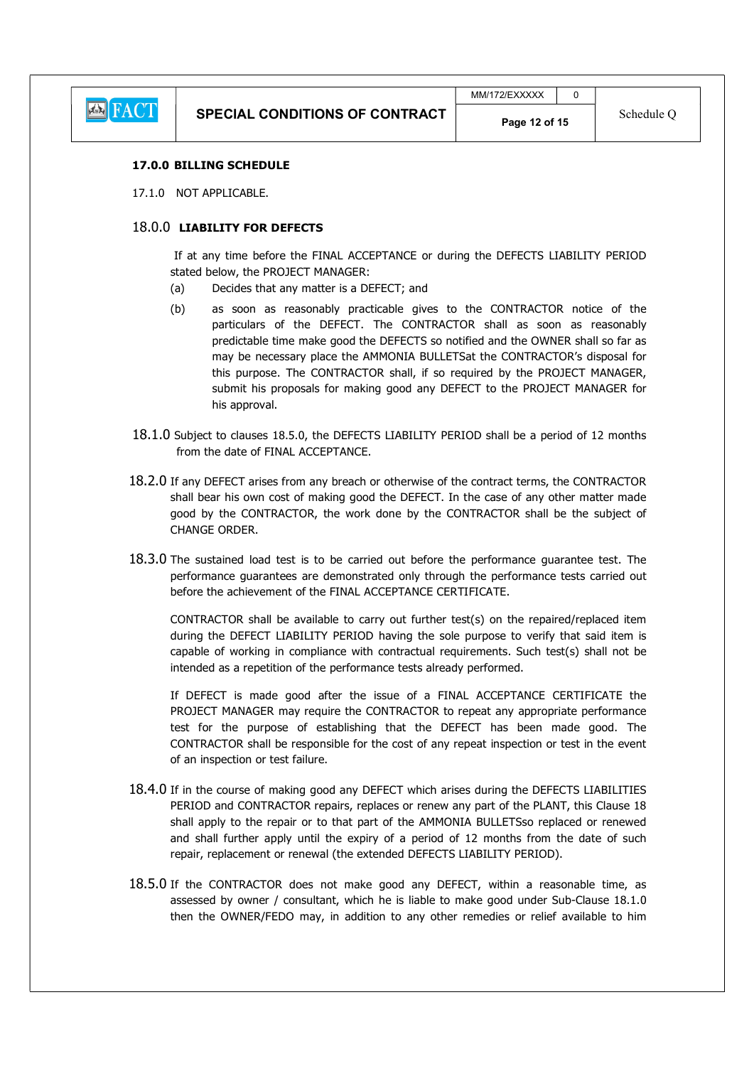## 17.0.0 BILLING SCHEDULE

17.1.0 NOT APPLICABLE.

## 18.0.0 LIABILITY FOR DEFECTS

If at any time before the FINAL ACCEPTANCE or during the DEFECTS LIABILITY PERIOD stated below, the PROJECT MANAGER:

(a) Decides that any matter is a DEFECT; and

(b) as soon as reasonably practicable gives to the CONTRACTOR notice of the particulars of the DEFECT. The CONTRACTOR shall as soon as reasonably predictable time make good the DEFECTS so notified and the OWNER shall so far as may be necessary place the AMMONIA BULLETSat the CONTRACTOR's disposal for this purpose. The CONTRACTOR shall, if so required by the PROJECT MANAGER, submit his proposals for making good any DEFECT to the PROJECT MANAGER for his approval.

18.1.0 Subject to clauses 18.5.0, the DEFECTS LIABILITY PERIOD shall be a period of 12 months from the date of FINAL ACCEPTANCE.

18.2.0 If any DEFECT arises from any breach or otherwise of the contract terms, the CONTRACTOR shall bear his own cost of making good the DEFECT. In the case of any other matter made good by the CONTRACTOR, the work done by the CONTRACTOR shall be the subject of CHANGE ORDER.

18.3.0 The sustained load test is to be carried out before the performance guarantee test. The performance guarantees are demonstrated only through the performance tests carried out before the achievement of the FINAL ACCEPTANCE CERTIFICATE.

CONTRACTOR shall be available to carry out further test(s) on the repaired/replaced item during the DEFECT LIABILITY PERIOD having the sole purpose to verify that said item is capable of working in compliance with contractual requirements. Such test(s) shall not be intended as a repetition of the performance tests already performed.

If DEFECT is made good after the issue of a FINAL ACCEPTANCE CERTIFICATE the PROJECT MANAGER may require the CONTRACTOR to repeat any appropriate performance test for the purpose of establishing that the DEFECT has been made good. The CONTRACTOR shall be responsible for the cost of any repeat inspection or test in the event of an inspection or test failure.

18.4.0 If in the course of making good any DEFECT which arises during the DEFECTS LIABILITIES PERIOD and CONTRACTOR repairs, replaces or renew any part of the PLANT, this Clause 18 shall apply to the repair or to that part of the AMMONIA BULLETSso replaced or renewed and shall further apply until the expiry of a period of 12 months from the date of such repair, replacement or renewal (the extended DEFECTS LIABILITY PERIOD).

18.5.0 If the CONTRACTOR does not make good any DEFECT, within a reasonable time, as assessed by owner / consultant, which he is liable to make good under Sub-Clause 18.1.0 then the OWNER/FEDO may, in addition to any other remedies or relief available to him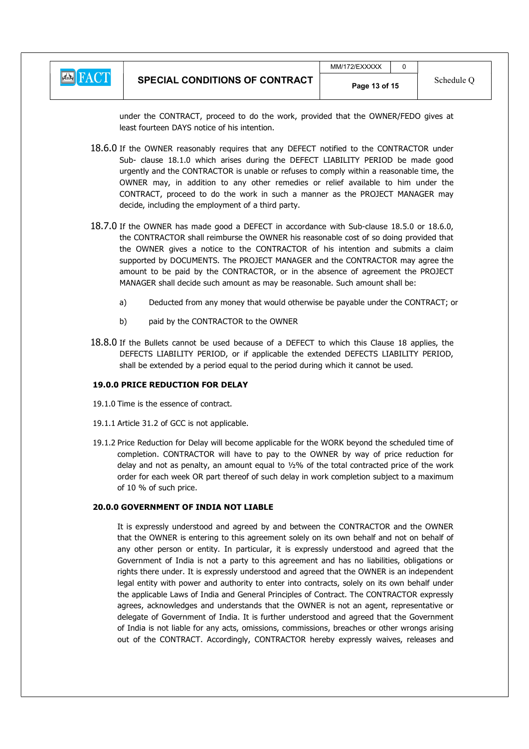under the CONTRACT, proceed to do the work, provided that the OWNER/FEDO gives at least fourteen DAYS notice of his intention.

18.6.0 If the OWNER reasonably requires that any DEFECT notified to the CONTRACTOR under Sub- clause 18.1.0 which arises during the DEFECT LIABILITY PERIOD be made good urgently and the CONTRACTOR is unable or refuses to comply within a reasonable time, the OWNER may, in addition to any other remedies or relief available to him under the CONTRACT, proceed to do the work in such a manner as the PROJECT MANAGER may decide, including the employment of a third party.

18.7.0 If the OWNER has made good a DEFECT in accordance with Sub-clause 18.5.0 or 18.6.0, the CONTRACTOR shall reimburse the OWNER his reasonable cost of so doing provided that the OWNER gives a notice to the CONTRACTOR of his intention and submits a claim supported by DOCUMENTS. The PROJECT MANAGER and the CONTRACTOR may agree the amount to be paid by the CONTRACTOR, or in the absence of agreement the PROJECT MANAGER shall decide such amount as may be reasonable. Such amount shall be:

a) Deducted from any money that would otherwise be payable under the CONTRACT; or

b) paid by the CONTRACTOR to the OWNER

18.8.0 If the Bullets cannot be used because of a DEFECT to which this Clause 18 applies, the DEFECTS LIABILITY PERIOD, or if applicable the extended DEFECTS LIABILITY PERIOD, shall be extended by a period equal to the period during which it cannot be used.

**19.0.0 PRICE REDUCTION FOR DELAY**

19.1.0 Time is the essence of contract.

19.1.1 Article 31.2 of GCC is not applicable.

19.1.2 Price Reduction for Delay will become applicable for the WORK beyond the scheduled time of completion. CONTRACTOR will have to pay to the OWNER by way of price reduction for delay and not as penalty, an amount equal to ½% of the total contracted price of the work order for each week OR part thereof of such delay in work completion subject to a maximum of 10 % of such price.

**20.0.0 GOVERNMENT OF INDIA NOT LIABLE**

It is expressly understood and agreed by and between the CONTRACTOR and the OWNER that the OWNER is entering to this agreement solely on its own behalf and not on behalf of any other person or entity. In particular, it is expressly understood and agreed that the Government of India is not a party to this agreement and has no liabilities, obligations or rights there under. It is expressly understood and agreed that the OWNER is an independent legal entity with power and authority to enter into contracts, solely on its own behalf under the applicable Laws of India and General Principles of Contract. The CONTRACTOR expressly agrees, acknowledges and understands that the OWNER is not an agent, representative or delegate of Government of India. It is further understood and agreed that the Government of India is not liable for any acts, omissions, commissions, breaches or other wrongs arising out of the CONTRACT. Accordingly, CONTRACTOR hereby expressly waives, releases and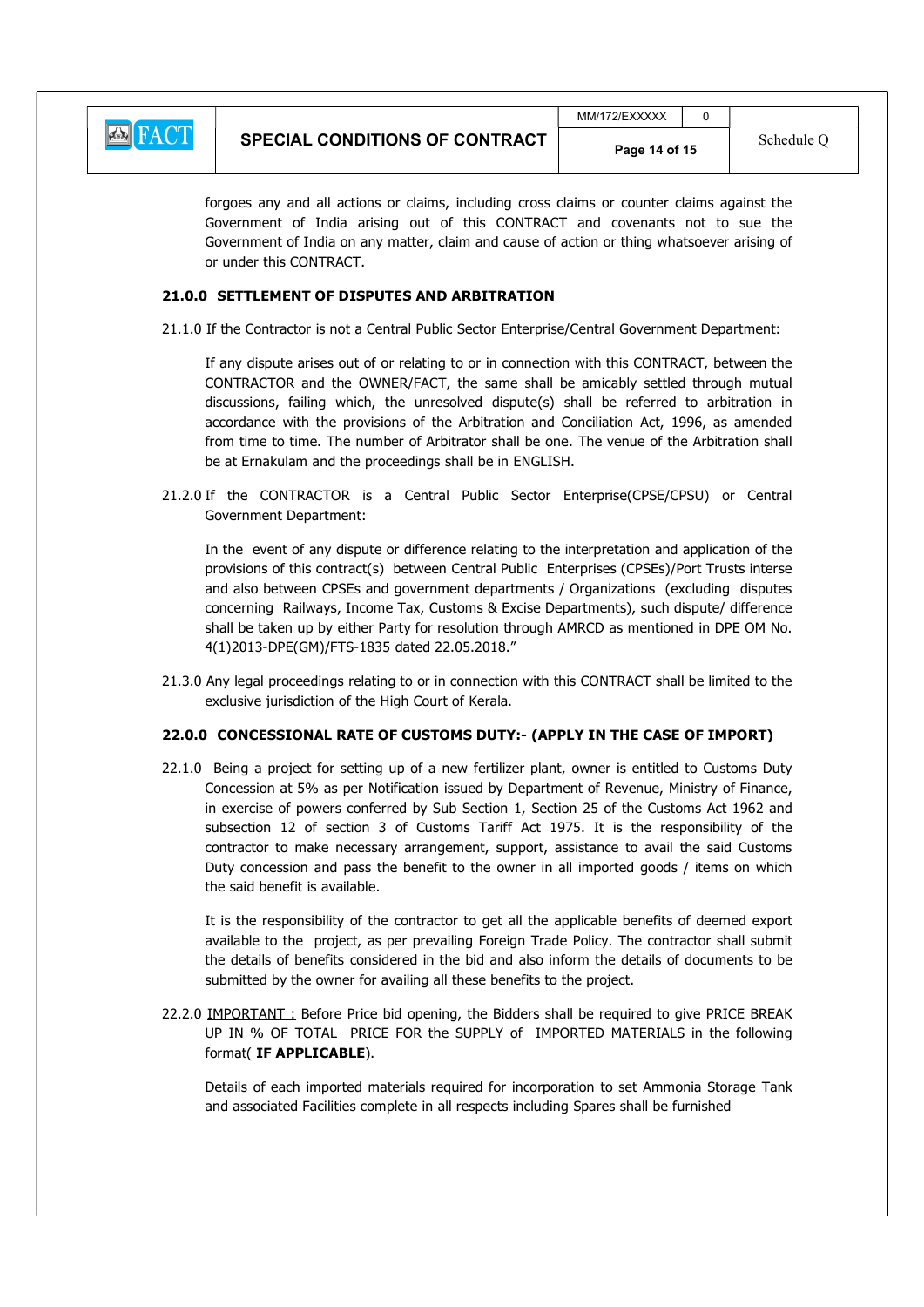forgoes any and all actions or claims, including cross claims or counter claims against the Government of India arising out of this CONTRACT and covenants not to sue the Government of India on any matter, claim and cause of action or thing whatsoever arising of or under this CONTRACT.

### 21.0.0 SETTLEMENT OF DISPUTES AND ARBITRATION

21.1.0 If the Contractor is not a Central Public Sector Enterprise/Central Government Department:

If any dispute arises out of or relating to or in connection with this CONTRACT, between the CONTRACTOR and the OWNER/FACT, the same shall be amicably settled through mutual discussions, failing which, the unresolved dispute(s) shall be referred to arbitration in accordance with the provisions of the Arbitration and Conciliation Act, 1996, as amended from time to time. The number of Arbitrator shall be one. The venue of the Arbitration shall be at Ernakulam and the proceedings shall be in ENGLISH.

21.2.0 If the CONTRACTOR is a Central Public Sector Enterprise(CPSE/CPSU) or Central Government Department:

In the event of any dispute or difference relating to the interpretation and application of the provisions of this contract(s) between Central Public Enterprises (CPSEs)/Port Trusts interse and also between CPSEs and government departments / Organizations (excluding disputes concerning Railways, Income Tax, Customs & Excise Departments), such dispute/ difference shall be taken up by either Party for resolution through AMRCD as mentioned in DPE OM No. 4(1)2013-DPE(GM)/FTS-1835 dated 22.05.2018."

21.3.0 Any legal proceedings relating to or in connection with this CONTRACT shall be limited to the exclusive jurisdiction of the High Court of Kerala.

### 22.0.0 CONCESSIONAL RATE OF CUSTOMS DUTY:- (APPLY IN THE CASE OF IMPORT)

22.1.0 Being a project for setting up of a new fertilizer plant, owner is entitled to Customs Duty Concession at 5% as per Notification issued by Department of Revenue, Ministry of Finance, in exercise of powers conferred by Sub Section 1, Section 25 of the Customs Act 1962 and subsection 12 of section 3 of Customs Tariff Act 1975. It is the responsibility of the contractor to make necessary arrangement, support, assistance to avail the said Customs Duty concession and pass the benefit to the owner in all imported goods / items on which the said benefit is available.

It is the responsibility of the contractor to get all the applicable benefits of deemed export available to the project, as per prevailing Foreign Trade Policy. The contractor shall submit the details of benefits considered in the bid and also inform the details of documents to be submitted by the owner for availing all these benefits to the project.

22.2.0 IMPORTANT : Before Price bid opening, the Bidders shall be required to give PRICE BREAK UP IN % OF TOTAL PRICE FOR the SUPPLY of IMPORTED MATERIALS in the following format( **IF APPLICABLE**).

Details of each imported materials required for incorporation to set Ammonia Storage Tank and associated Facilities complete in all respects including Spares shall be furnished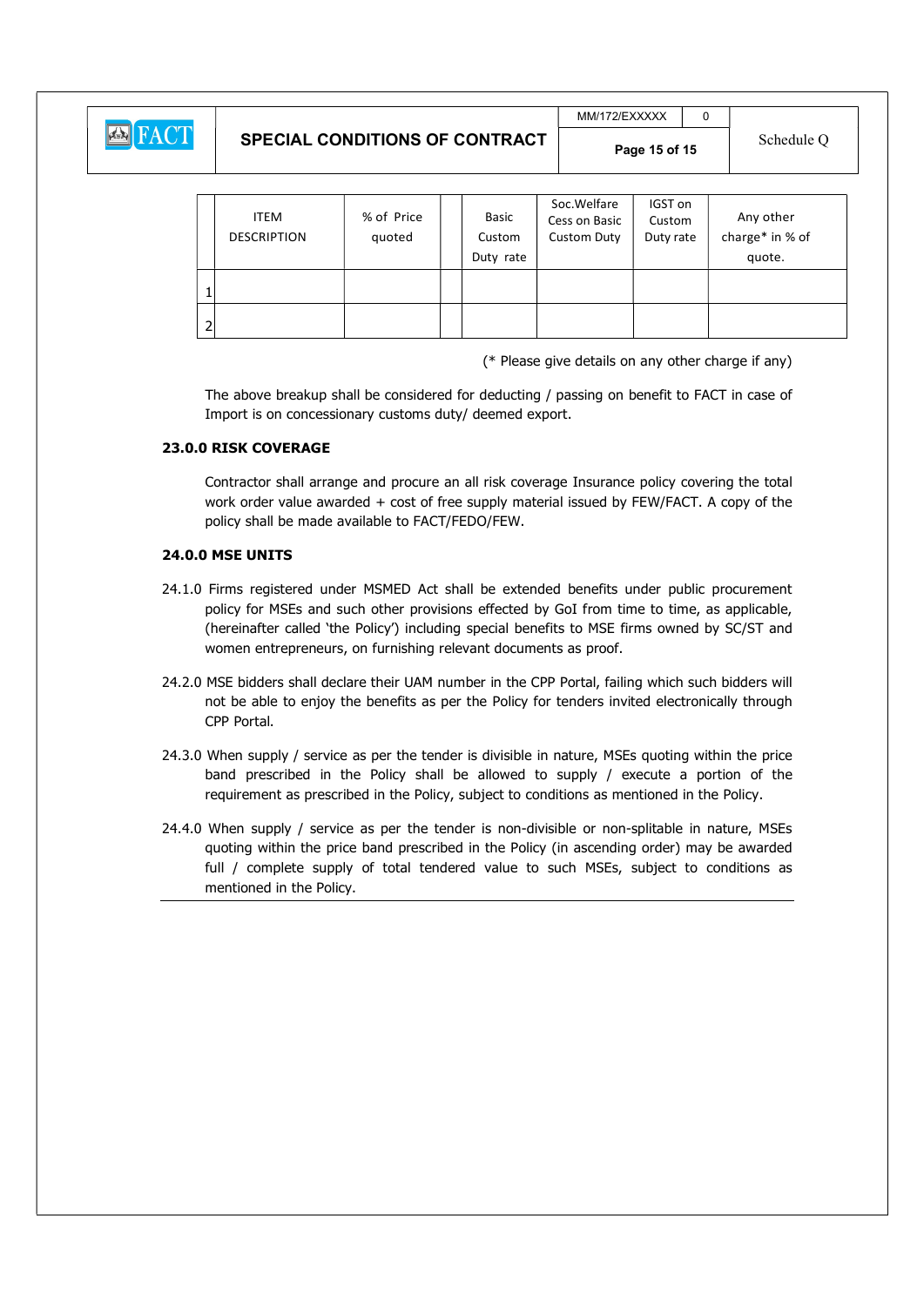| | ITEM DESCRIPTION | % of Price quoted | | Basic Custom Duty rate | Soc.Welfare Cess on Basic Custom Duty | IGST on Custom Duty rate | Any other charge* in % of quote. |
|---|---|---|---|---|---|---|---|
| 1 | | | | | | | |
| 2 | | | | | | | |

(* Please give details on any other charge if any)

The above breakup shall be considered for deducting / passing on benefit to FACT in case of Import is on concessionary customs duty/ deemed export.

**23.0.0 RISK COVERAGE**

Contractor shall arrange and procure an all risk coverage Insurance policy covering the total work order value awarded + cost of free supply material issued by FEW/FACT. A copy of the policy shall be made available to FACT/FEDO/FEW.

**24.0.0 MSE UNITS**

24.1.0 Firms registered under MSMED Act shall be extended benefits under public procurement policy for MSEs and such other provisions effected by GoI from time to time, as applicable, (hereinafter called 'the Policy') including special benefits to MSE firms owned by SC/ST and women entrepreneurs, on furnishing relevant documents as proof.

24.2.0 MSE bidders shall declare their UAM number in the CPP Portal, failing which such bidders will not be able to enjoy the benefits as per the Policy for tenders invited electronically through CPP Portal.

24.3.0 When supply / service as per the tender is divisible in nature, MSEs quoting within the price band prescribed in the Policy shall be allowed to supply / execute a portion of the requirement as prescribed in the Policy, subject to conditions as mentioned in the Policy.

24.4.0 When supply / service as per the tender is non-divisible or non-splitable in nature, MSEs quoting within the price band prescribed in the Policy (in ascending order) may be awarded full / complete supply of total tendered value to such MSEs, subject to conditions as mentioned in the Policy.